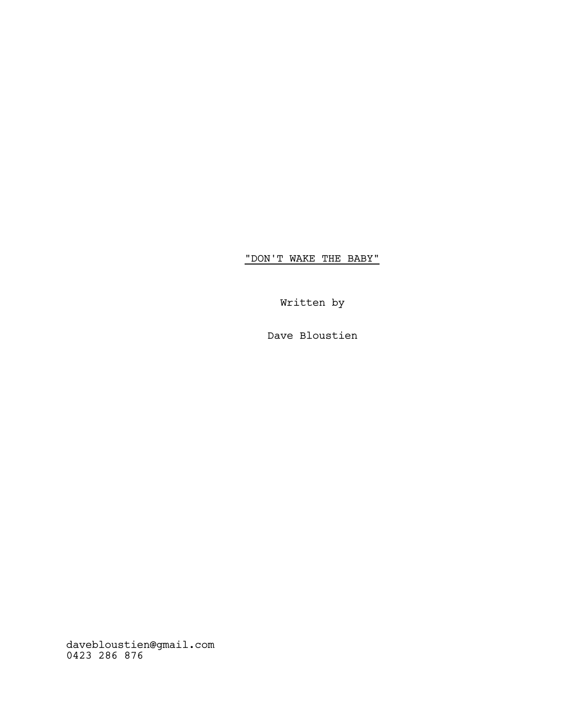"DON'T WAKE THE BABY"

Written by

Dave Bloustien

davebloustien@gmail.com
0423 286 876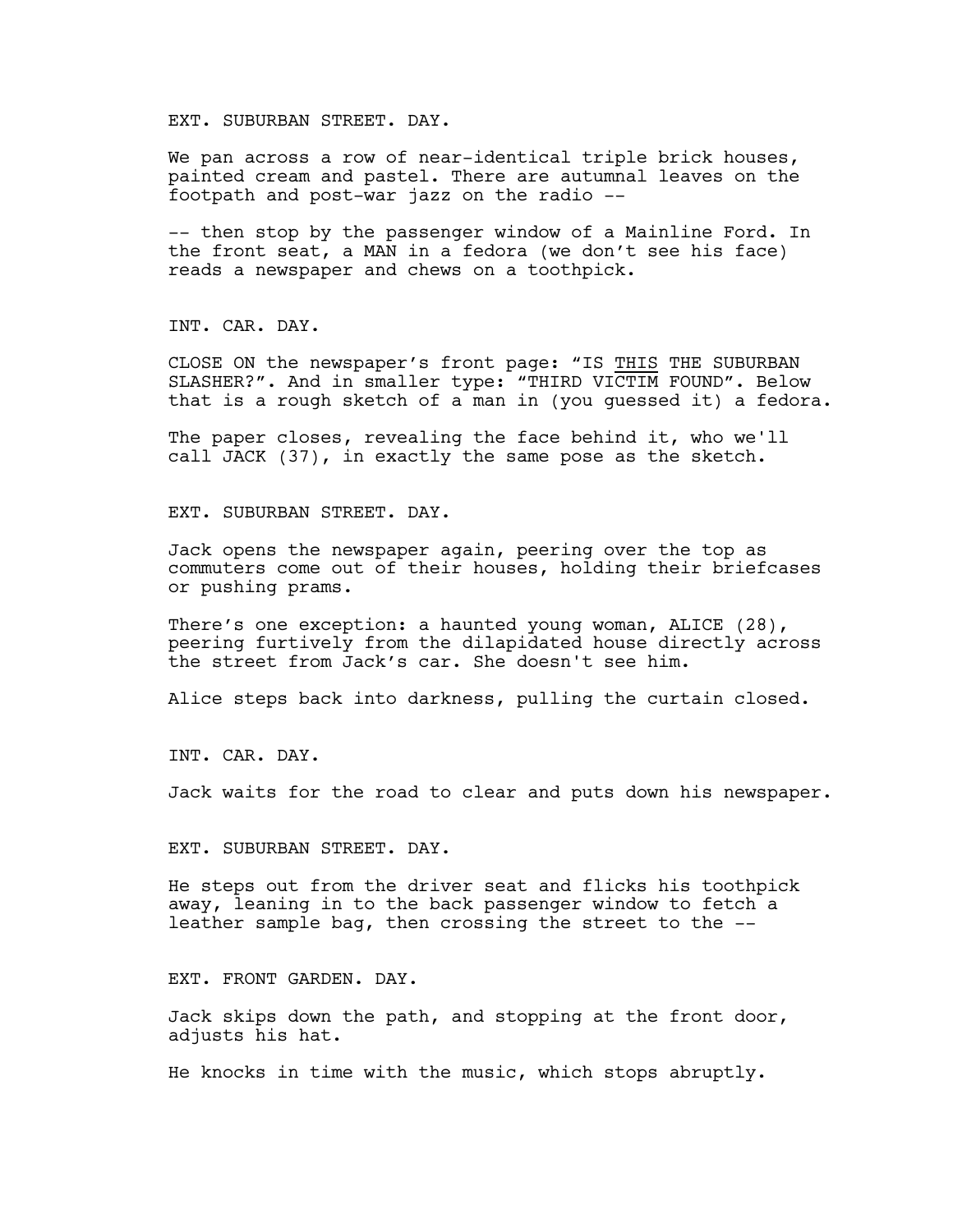EXT. SUBURBAN STREET. DAY.

We pan across a row of near-identical triple brick houses, painted cream and pastel. There are autumnal leaves on the footpath and post-war jazz on the radio --

-- then stop by the passenger window of a Mainline Ford. In the front seat, a MAN in a fedora (we don't see his face) reads a newspaper and chews on a toothpick.

INT. CAR. DAY.

CLOSE ON the newspaper's front page: "IS <u>THIS</u> THE SUBURBAN SLASHER?". And in smaller type: "THIRD VICTIM FOUND". Below that is a rough sketch of a man in (you guessed it) a fedora.

The paper closes, revealing the face behind it, who we'll call JACK (37), in exactly the same pose as the sketch.

EXT. SUBURBAN STREET. DAY.

Jack opens the newspaper again, peering over the top as commuters come out of their houses, holding their briefcases or pushing prams.

There's one exception: a haunted young woman, ALICE (28), peering furtively from the dilapidated house directly across the street from Jack's car. She doesn't see him.

Alice steps back into darkness, pulling the curtain closed.

INT. CAR. DAY.

Jack waits for the road to clear and puts down his newspaper.

EXT. SUBURBAN STREET. DAY.

He steps out from the driver seat and flicks his toothpick away, leaning in to the back passenger window to fetch a leather sample bag, then crossing the street to the --

EXT. FRONT GARDEN. DAY.

Jack skips down the path, and stopping at the front door, adjusts his hat.

He knocks in time with the music, which stops abruptly.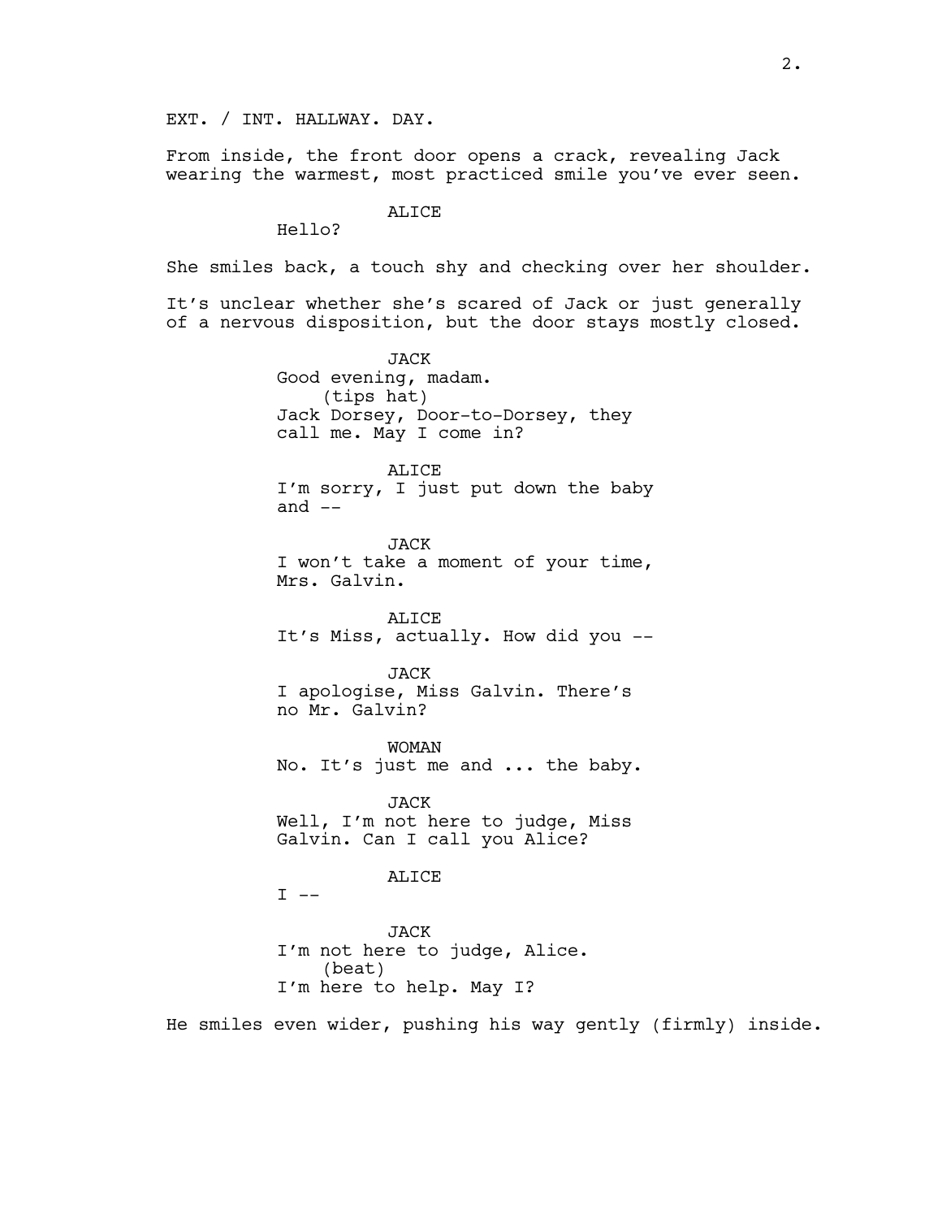EXT. / INT. HALLWAY. DAY.

From inside, the front door opens a crack, revealing Jack wearing the warmest, most practiced smile you've ever seen.

ALICE
Hello?

She smiles back, a touch shy and checking over her shoulder.

It's unclear whether she's scared of Jack or just generally of a nervous disposition, but the door stays mostly closed.

JACK
Good evening, madam.
(tips hat)
Jack Dorsey, Door-to-Dorsey, they call me. May I come in?

ALICE
I'm sorry, I just put down the baby and --

JACK
I won't take a moment of your time, Mrs. Galvin.

ALICE
It's Miss, actually. How did you --

JACK
I apologise, Miss Galvin. There's no Mr. Galvin?

WOMAN
No. It's just me and ... the baby.

JACK
Well, I'm not here to judge, Miss Galvin. Can I call you Alice?

ALICE
I --

JACK
I'm not here to judge, Alice.
(beat)
I'm here to help. May I?

He smiles even wider, pushing his way gently (firmly) inside.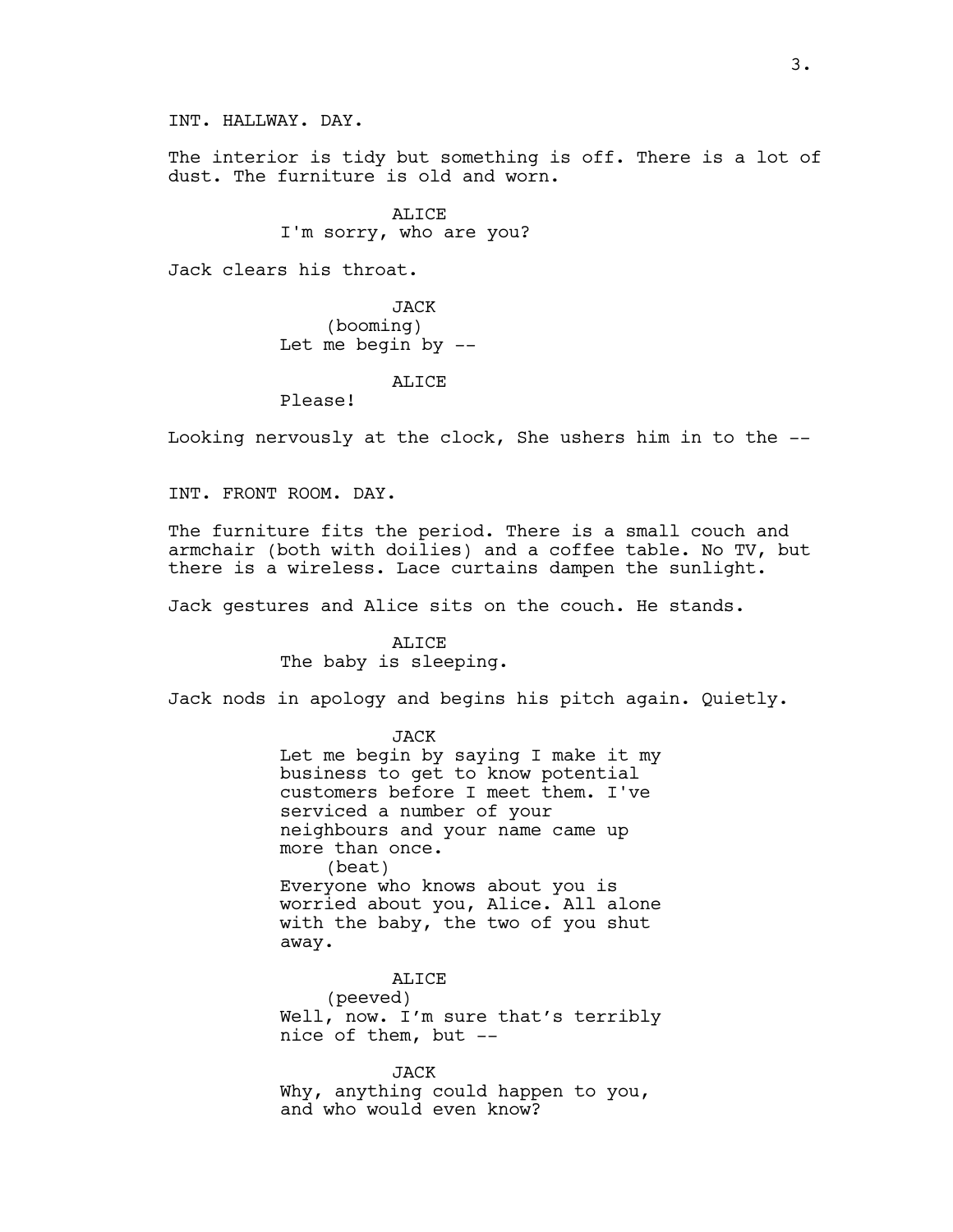INT. HALLWAY. DAY.

The interior is tidy but something is off. There is a lot of dust. The furniture is old and worn.

ALICE
I'm sorry, who are you?

Jack clears his throat.

JACK
(booming)
Let me begin by --

ALICE
Please!

Looking nervously at the clock, She ushers him in to the --

INT. FRONT ROOM. DAY.

The furniture fits the period. There is a small couch and armchair (both with doilies) and a coffee table. No TV, but there is a wireless. Lace curtains dampen the sunlight.

Jack gestures and Alice sits on the couch. He stands.

ALICE
The baby is sleeping.

Jack nods in apology and begins his pitch again. Quietly.

JACK
Let me begin by saying I make it my business to get to know potential customers before I meet them. I've serviced a number of your neighbours and your name came up more than once.
(beat)
Everyone who knows about you is worried about you, Alice. All alone with the baby, the two of you shut away.

ALICE
(peeved)
Well, now. I'm sure that's terribly nice of them, but --

JACK
Why, anything could happen to you, and who would even know?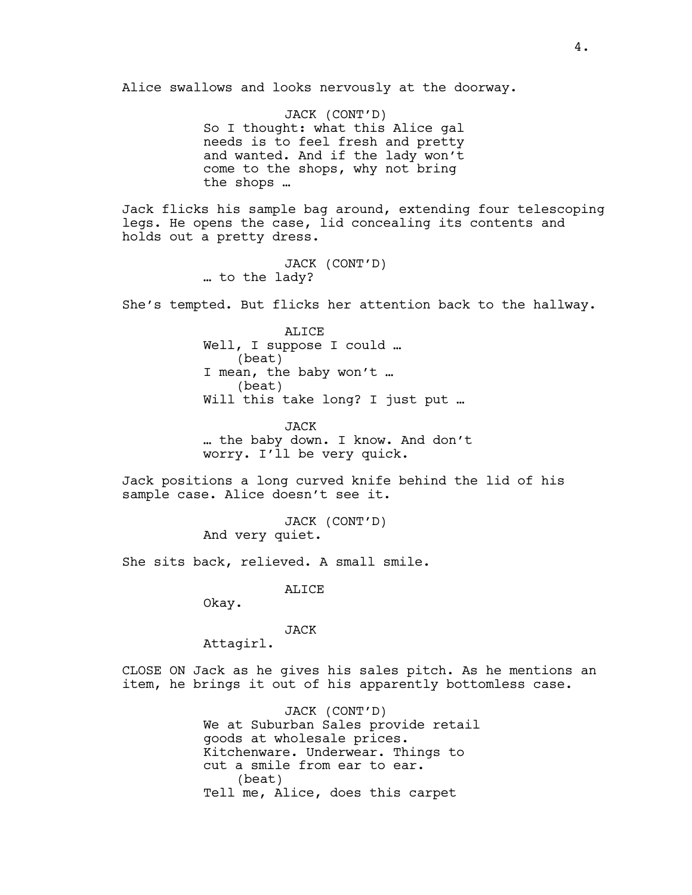Alice swallows and looks nervously at the doorway.

JACK (CONT'D)
So I thought: what this Alice gal needs is to feel fresh and pretty and wanted. And if the lady won't come to the shops, why not bring the shops …

Jack flicks his sample bag around, extending four telescoping legs. He opens the case, lid concealing its contents and holds out a pretty dress.

JACK (CONT'D)
… to the lady?

She's tempted. But flicks her attention back to the hallway.

ALICE
Well, I suppose I could …
(beat)
I mean, the baby won't …
(beat)
Will this take long? I just put …

JACK
… the baby down. I know. And don't worry. I'll be very quick.

Jack positions a long curved knife behind the lid of his sample case. Alice doesn't see it.

JACK (CONT'D)
And very quiet.

She sits back, relieved. A small smile.

ALICE
Okay.

JACK
Attagirl.

CLOSE ON Jack as he gives his sales pitch. As he mentions an item, he brings it out of his apparently bottomless case.

JACK (CONT'D)
We at Suburban Sales provide retail goods at wholesale prices. Kitchenware. Underwear. Things to cut a smile from ear to ear.
(beat)
Tell me, Alice, does this carpet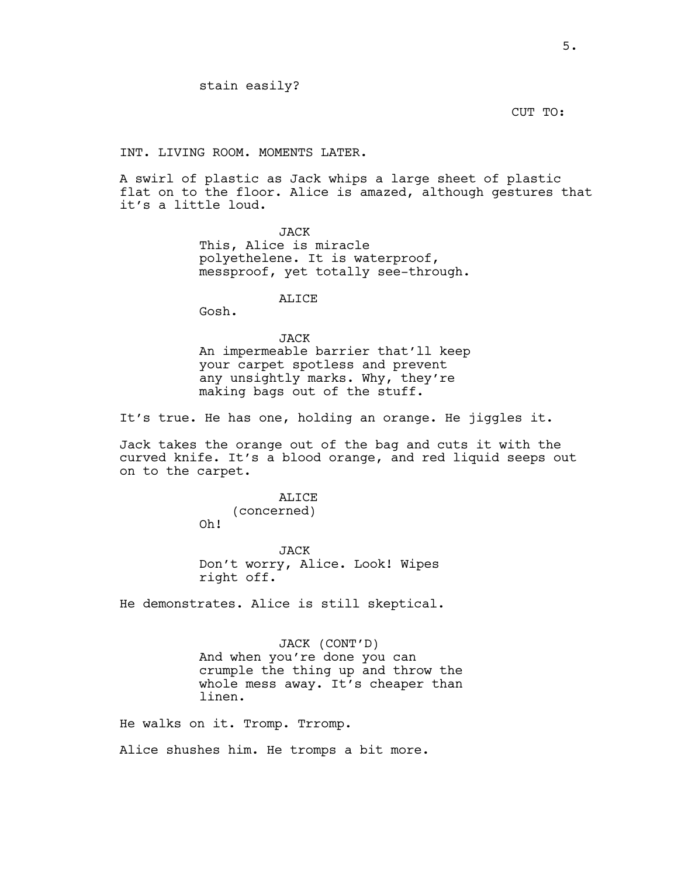stain easily?

CUT TO:

INT. LIVING ROOM. MOMENTS LATER.

A swirl of plastic as Jack whips a large sheet of plastic flat on to the floor. Alice is amazed, although gestures that it's a little loud.

JACK
This, Alice is miracle polyethelene. It is waterproof, messproof, yet totally see-through.

ALICE
Gosh.

JACK
An impermeable barrier that'll keep your carpet spotless and prevent any unsightly marks. Why, they're making bags out of the stuff.

It's true. He has one, holding an orange. He jiggles it.

Jack takes the orange out of the bag and cuts it with the curved knife. It's a blood orange, and red liquid seeps out on to the carpet.

ALICE
(concerned)
Oh!

JACK
Don't worry, Alice. Look! Wipes right off.

He demonstrates. Alice is still skeptical.

JACK (CONT'D)
And when you're done you can crumple the thing up and throw the whole mess away. It's cheaper than linen.

He walks on it. Tromp. Trromp.

Alice shushes him. He tromps a bit more.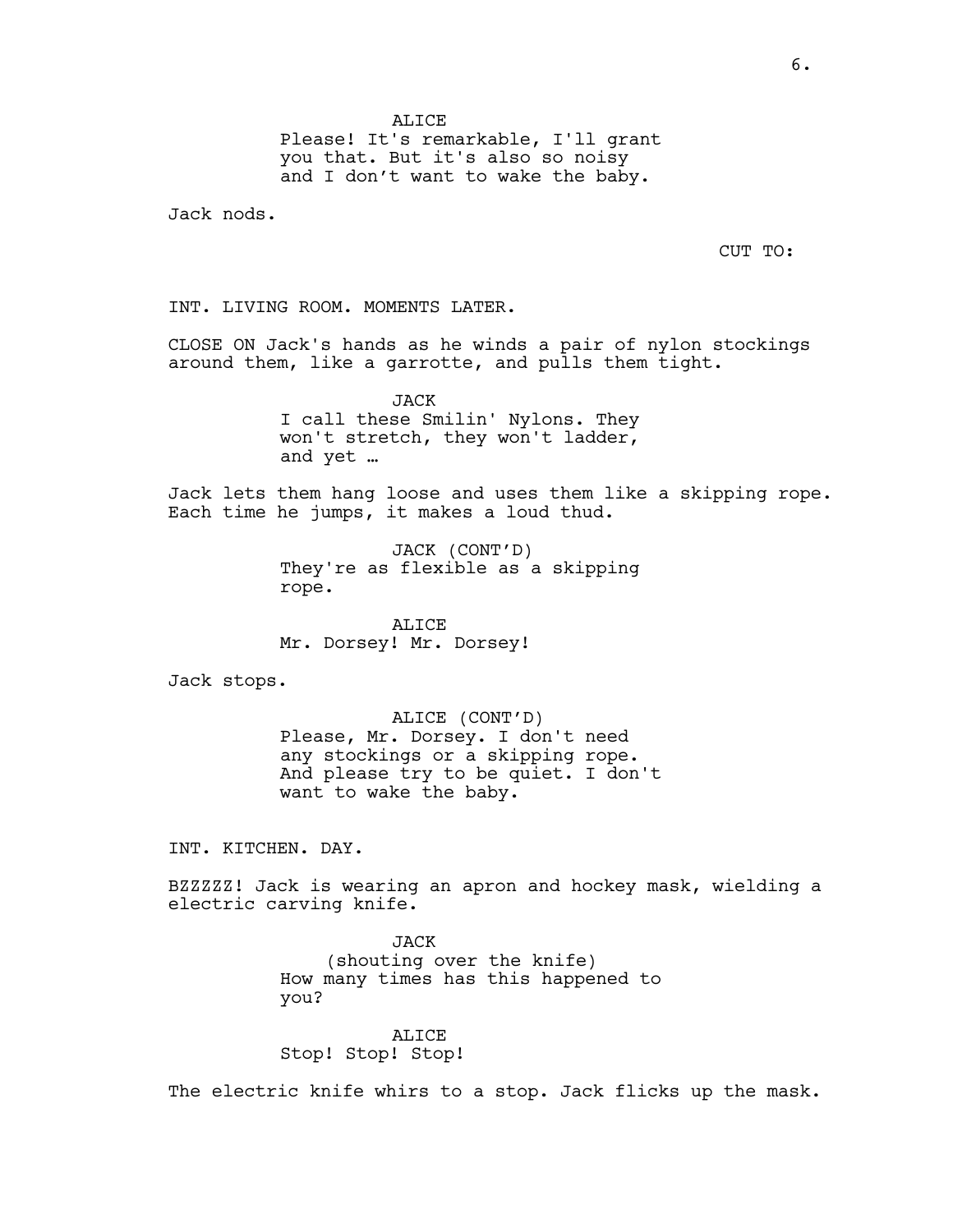ALICE
Please! It's remarkable, I'll grant you that. But it's also so noisy and I don't want to wake the baby.

Jack nods.

CUT TO:

INT. LIVING ROOM. MOMENTS LATER.

CLOSE ON Jack's hands as he winds a pair of nylon stockings around them, like a garrotte, and pulls them tight.

JACK
I call these Smilin' Nylons. They won't stretch, they won't ladder, and yet …

Jack lets them hang loose and uses them like a skipping rope. Each time he jumps, it makes a loud thud.

JACK (CONT'D)
They're as flexible as a skipping rope.

ALICE
Mr. Dorsey! Mr. Dorsey!

Jack stops.

ALICE (CONT'D)
Please, Mr. Dorsey. I don't need any stockings or a skipping rope. And please try to be quiet. I don't want to wake the baby.

INT. KITCHEN. DAY.

BZZZZZ! Jack is wearing an apron and hockey mask, wielding a electric carving knife.

JACK
(shouting over the knife)
How many times has this happened to you?

ALICE
Stop! Stop! Stop!

The electric knife whirs to a stop. Jack flicks up the mask.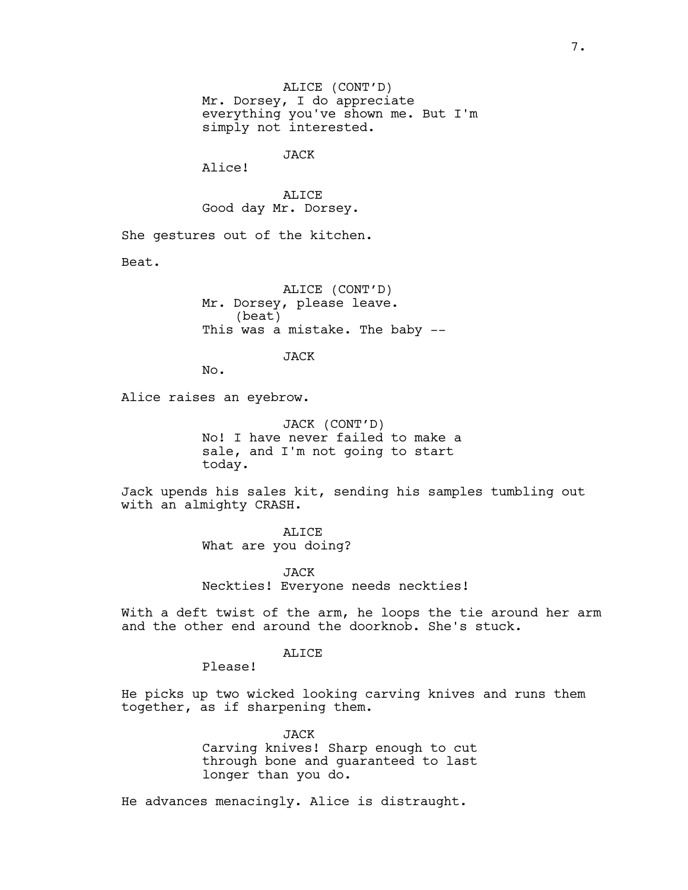ALICE (CONT'D)
Mr. Dorsey, I do appreciate everything you've shown me. But I'm simply not interested.

JACK
Alice!

ALICE
Good day Mr. Dorsey.

She gestures out of the kitchen.

Beat.

ALICE (CONT'D)
Mr. Dorsey, please leave.
(beat)
This was a mistake. The baby --

JACK
No.

Alice raises an eyebrow.

JACK (CONT'D)
No! I have never failed to make a sale, and I'm not going to start today.

Jack upends his sales kit, sending his samples tumbling out with an almighty CRASH.

ALICE
What are you doing?

JACK
Neckties! Everyone needs neckties!

With a deft twist of the arm, he loops the tie around her arm and the other end around the doorknob. She's stuck.

ALICE
Please!

He picks up two wicked looking carving knives and runs them together, as if sharpening them.

JACK
Carving knives! Sharp enough to cut through bone and guaranteed to last longer than you do.

He advances menacingly. Alice is distraught.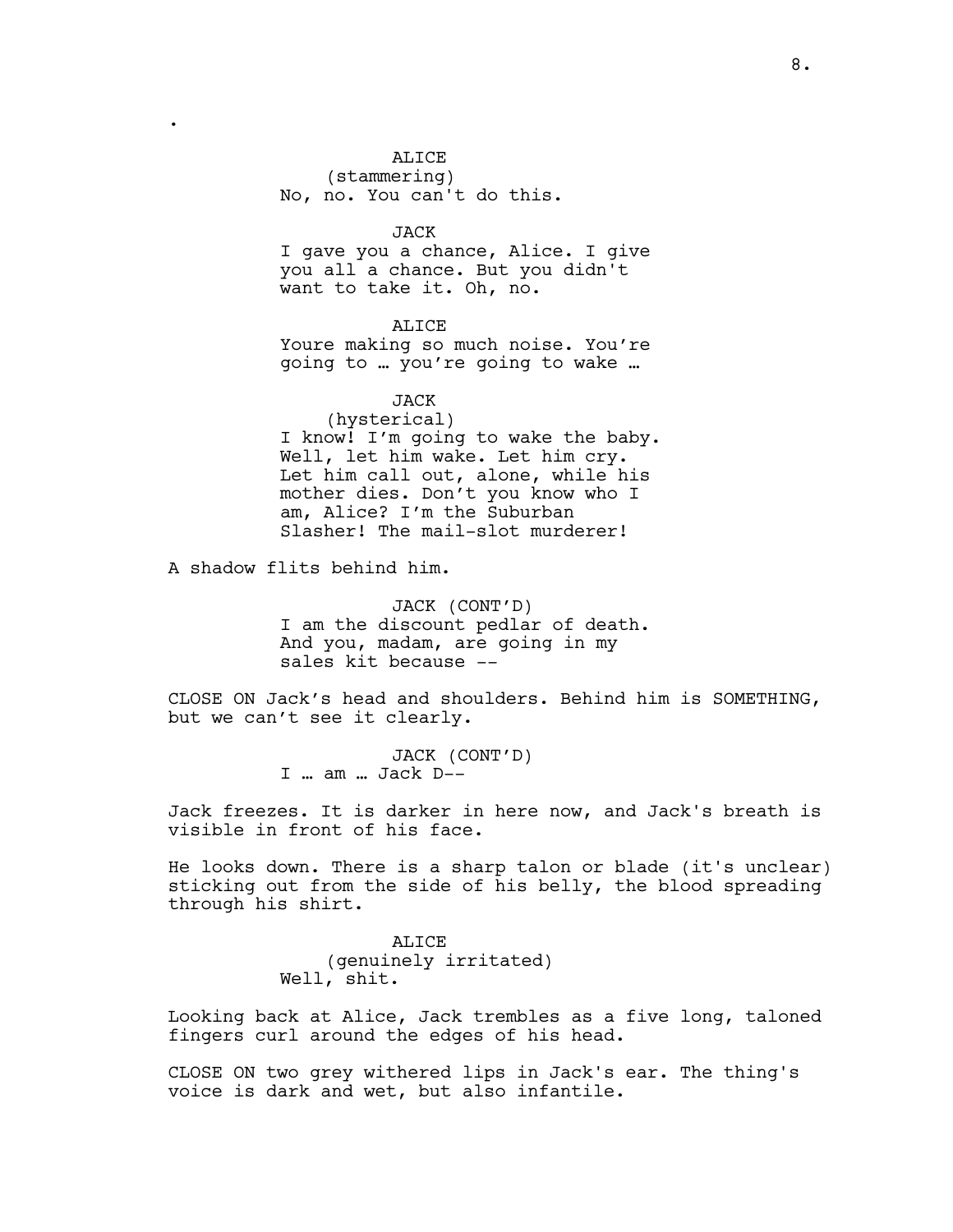.

ALICE
(stammering)
No, no. You can't do this.

JACK
I gave you a chance, Alice. I give you all a chance. But you didn't want to take it. Oh, no.

ALICE
Youre making so much noise. You're going to … you're going to wake …

JACK
(hysterical)
I know! I'm going to wake the baby. Well, let him wake. Let him cry. Let him call out, alone, while his mother dies. Don't you know who I am, Alice? I'm the Suburban Slasher! The mail-slot murderer!

A shadow flits behind him.

JACK (CONT'D)
I am the discount pedlar of death. And you, madam, are going in my sales kit because --

CLOSE ON Jack's head and shoulders. Behind him is SOMETHING, but we can't see it clearly.

JACK (CONT'D)
I … am … Jack D--

Jack freezes. It is darker in here now, and Jack's breath is visible in front of his face.

He looks down. There is a sharp talon or blade (it's unclear) sticking out from the side of his belly, the blood spreading through his shirt.

ALICE
(genuinely irritated)
Well, shit.

Looking back at Alice, Jack trembles as a five long, taloned fingers curl around the edges of his head.

CLOSE ON two grey withered lips in Jack's ear. The thing's voice is dark and wet, but also infantile.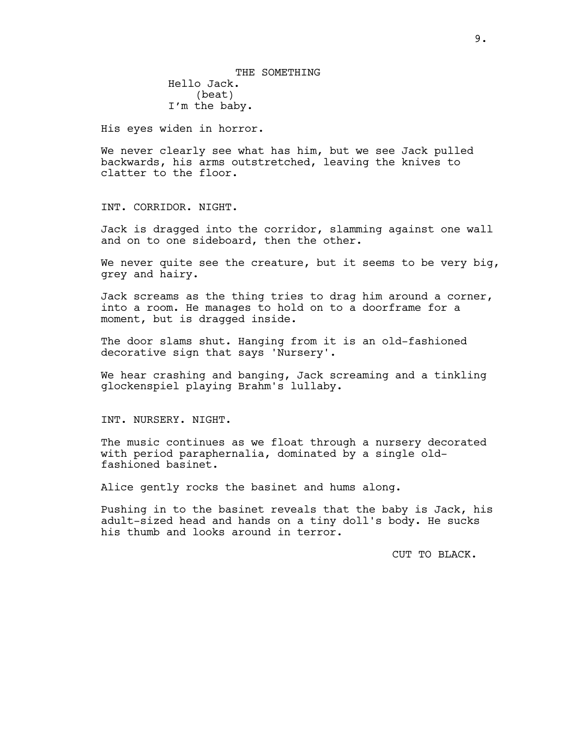THE SOMETHING
Hello Jack.
(beat)
I'm the baby.

His eyes widen in horror.

We never clearly see what has him, but we see Jack pulled backwards, his arms outstretched, leaving the knives to clatter to the floor.

INT. CORRIDOR. NIGHT.

Jack is dragged into the corridor, slamming against one wall and on to one sideboard, then the other.

We never quite see the creature, but it seems to be very big, grey and hairy.

Jack screams as the thing tries to drag him around a corner, into a room. He manages to hold on to a doorframe for a moment, but is dragged inside.

The door slams shut. Hanging from it is an old-fashioned decorative sign that says 'Nursery'.

We hear crashing and banging, Jack screaming and a tinkling glockenspiel playing Brahm's lullaby.

INT. NURSERY. NIGHT.

The music continues as we float through a nursery decorated with period paraphernalia, dominated by a single old-fashioned basinet.

Alice gently rocks the basinet and hums along.

Pushing in to the basinet reveals that the baby is Jack, his adult-sized head and hands on a tiny doll's body. He sucks his thumb and looks around in terror.

CUT TO BLACK.